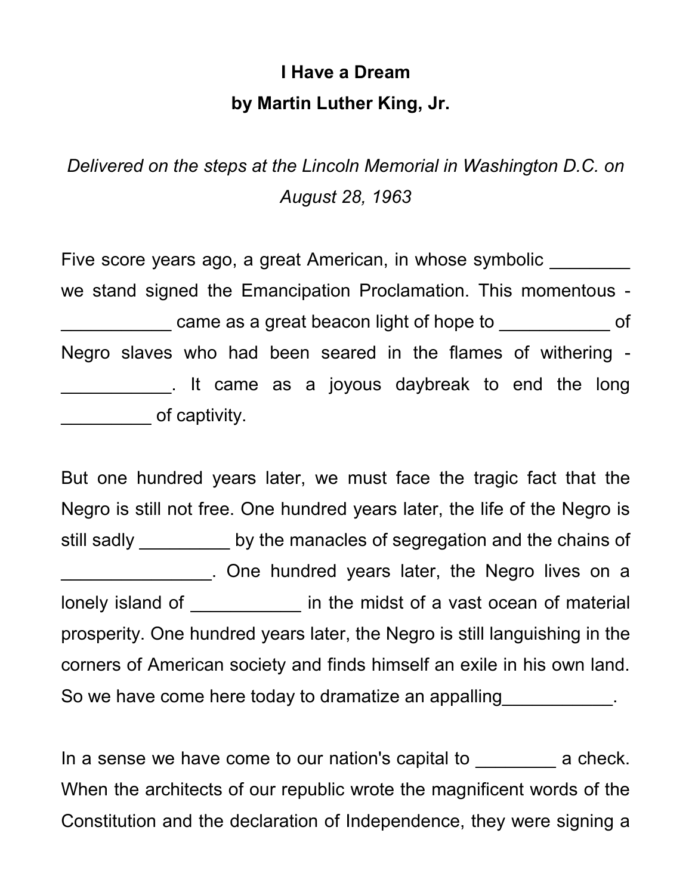**I Have a Dream**

**by Martin Luther King, Jr.**

*Delivered on the steps at the Lincoln Memorial in Washington D.C. on August 28, 1963*

Five score years ago, a great American, in whose symbolic ________ we stand signed the Emancipation Proclamation. This momentous -___________ came as a great beacon light of hope to ___________ of Negro slaves who had been seared in the flames of withering -___________. It came as a joyous daybreak to end the long _________ of captivity.

But one hundred years later, we must face the tragic fact that the Negro is still not free. One hundred years later, the life of the Negro is still sadly _________ by the manacles of segregation and the chains of _______________. One hundred years later, the Negro lives on a lonely island of ___________ in the midst of a vast ocean of material prosperity. One hundred years later, the Negro is still languishing in the corners of American society and finds himself an exile in his own land. So we have come here today to dramatize an appalling___________.

In a sense we have come to our nation's capital to ________ a check. When the architects of our republic wrote the magnificent words of the Constitution and the declaration of Independence, they were signing a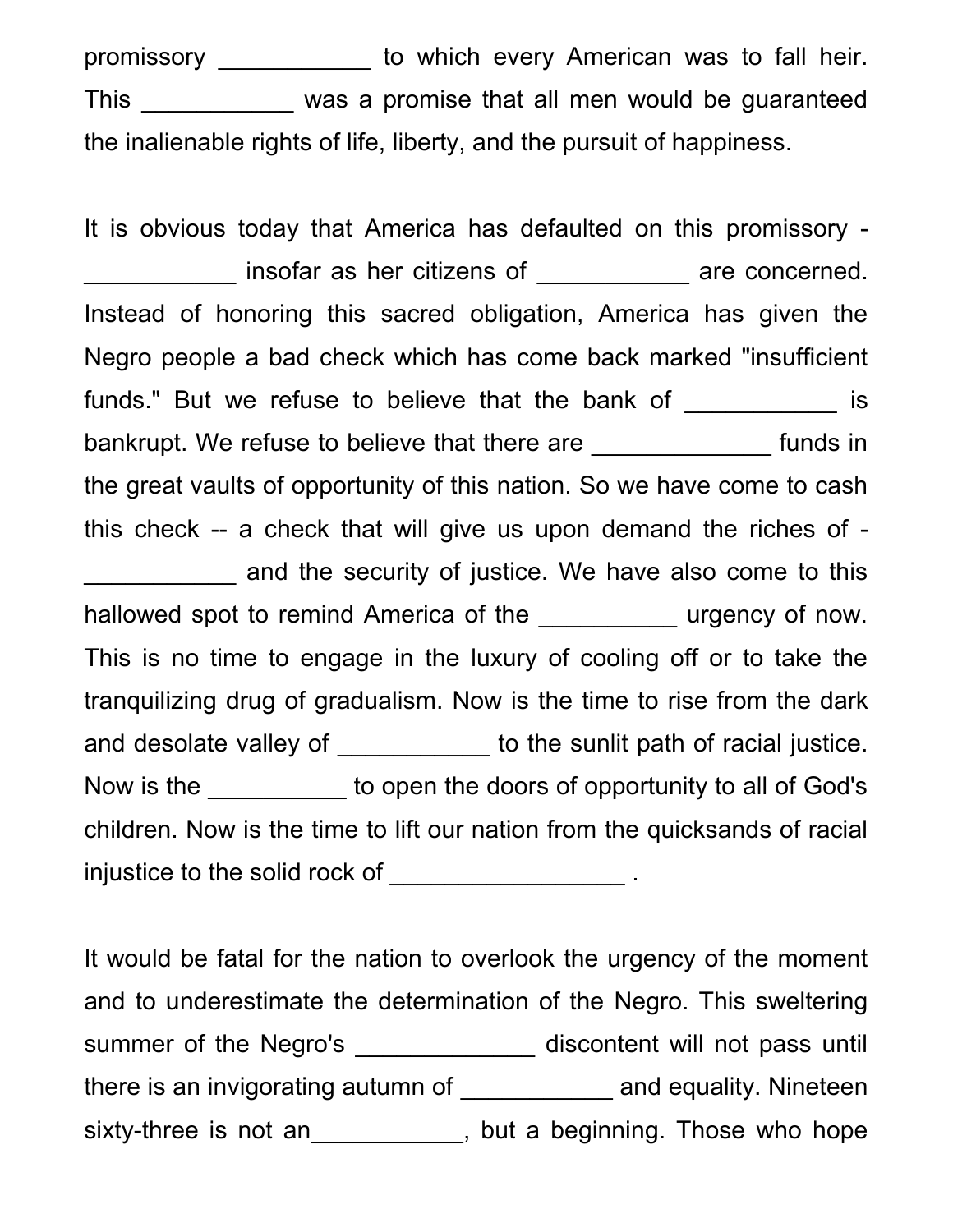promissory ___________ to which every American was to fall heir. This ___________ was a promise that all men would be guaranteed the inalienable rights of life, liberty, and the pursuit of happiness.

It is obvious today that America has defaulted on this promissory -___________ insofar as her citizens of ___________ are concerned. Instead of honoring this sacred obligation, America has given the Negro people a bad check which has come back marked "insufficient funds." But we refuse to believe that the bank of ___________ is bankrupt. We refuse to believe that there are _____________ funds in the great vaults of opportunity of this nation. So we have come to cash this check -- a check that will give us upon demand the riches of -___________ and the security of justice. We have also come to this hallowed spot to remind America of the __________ urgency of now. This is no time to engage in the luxury of cooling off or to take the tranquilizing drug of gradualism. Now is the time to rise from the dark and desolate valley of ___________ to the sunlit path of racial justice. Now is the __________ to open the doors of opportunity to all of God's children. Now is the time to lift our nation from the quicksands of racial injustice to the solid rock of _________________ .

It would be fatal for the nation to overlook the urgency of the moment and to underestimate the determination of the Negro. This sweltering summer of the Negro's _____________ discontent will not pass until there is an invigorating autumn of ___________ and equality. Nineteen sixty-three is not an___________, but a beginning. Those who hope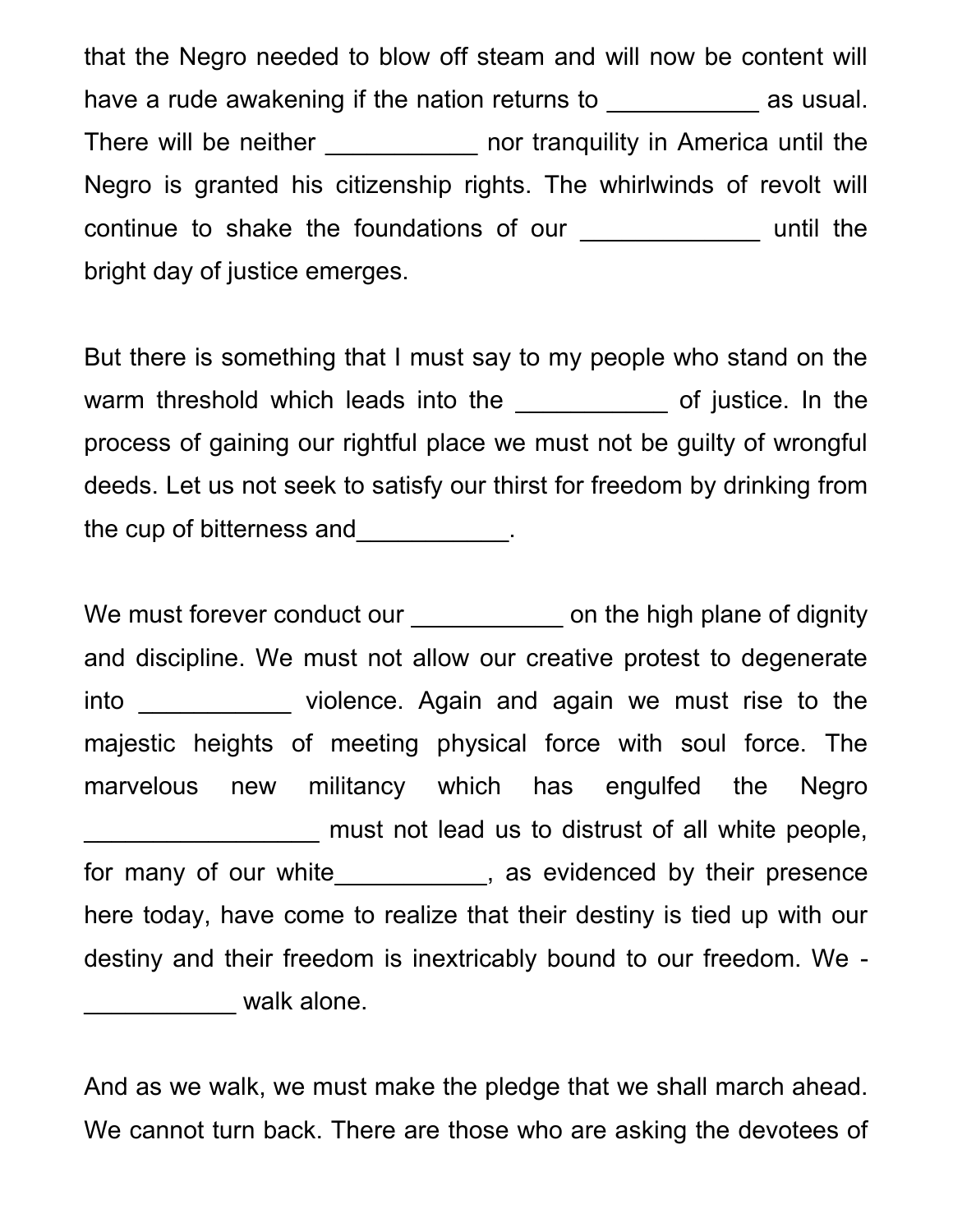that the Negro needed to blow off steam and will now be content will have a rude awakening if the nation returns to ___________ as usual. There will be neither ___________ nor tranquility in America until the Negro is granted his citizenship rights. The whirlwinds of revolt will continue to shake the foundations of our _____________ until the bright day of justice emerges.

But there is something that I must say to my people who stand on the warm threshold which leads into the ___________ of justice. In the process of gaining our rightful place we must not be guilty of wrongful deeds. Let us not seek to satisfy our thirst for freedom by drinking from the cup of bitterness and___________.

We must forever conduct our ___________ on the high plane of dignity and discipline. We must not allow our creative protest to degenerate into ___________ violence. Again and again we must rise to the majestic heights of meeting physical force with soul force. The marvelous new militancy which has engulfed the Negro _________________ must not lead us to distrust of all white people, for many of our white___________, as evidenced by their presence here today, have come to realize that their destiny is tied up with our destiny and their freedom is inextricably bound to our freedom. We - ___________ walk alone.

And as we walk, we must make the pledge that we shall march ahead. We cannot turn back. There are those who are asking the devotees of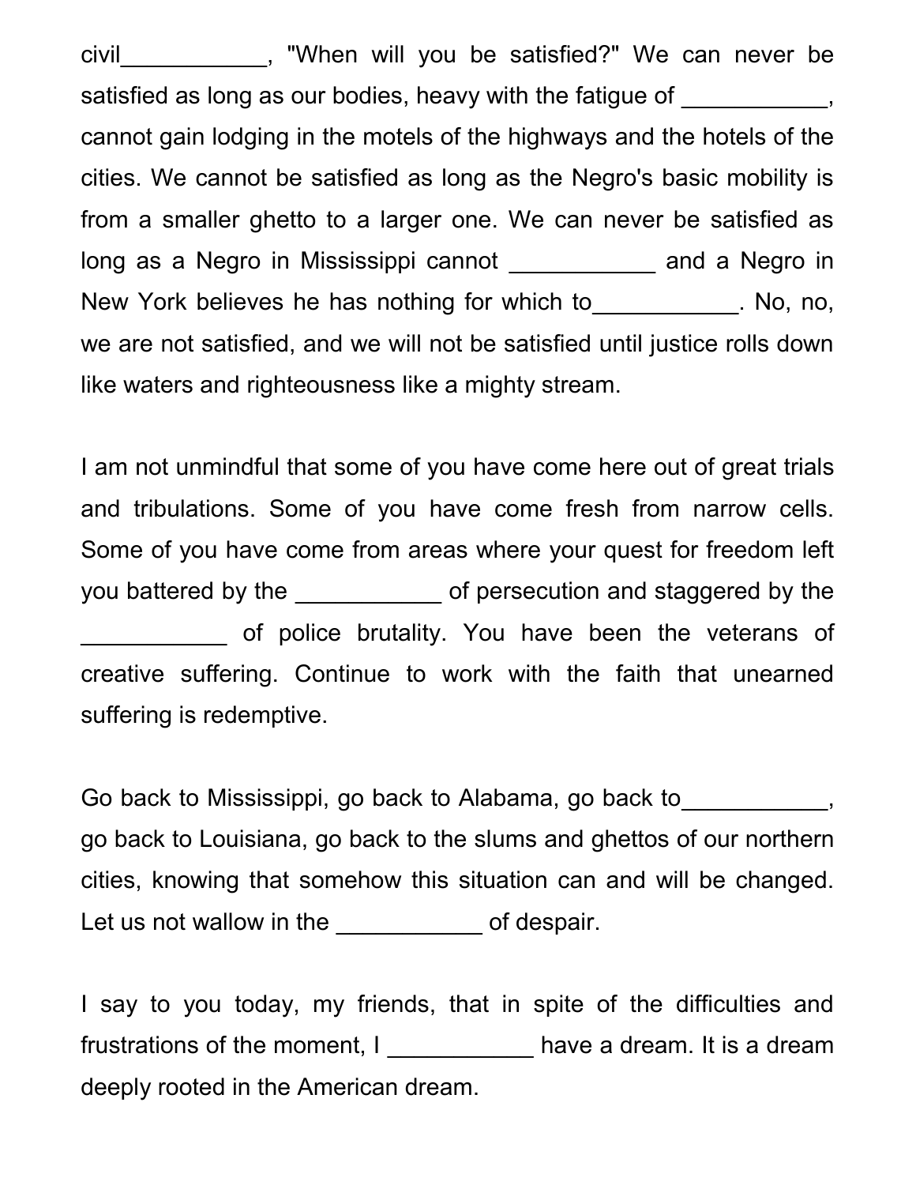civil___________, "When will you be satisfied?" We can never be satisfied as long as our bodies, heavy with the fatigue of ___________, cannot gain lodging in the motels of the highways and the hotels of the cities. We cannot be satisfied as long as the Negro's basic mobility is from a smaller ghetto to a larger one. We can never be satisfied as long as a Negro in Mississippi cannot ___________ and a Negro in New York believes he has nothing for which to___________. No, no, we are not satisfied, and we will not be satisfied until justice rolls down like waters and righteousness like a mighty stream.

I am not unmindful that some of you have come here out of great trials and tribulations. Some of you have come fresh from narrow cells. Some of you have come from areas where your quest for freedom left you battered by the ___________ of persecution and staggered by the ___________ of police brutality. You have been the veterans of creative suffering. Continue to work with the faith that unearned suffering is redemptive.

Go back to Mississippi, go back to Alabama, go back to___________, go back to Louisiana, go back to the slums and ghettos of our northern cities, knowing that somehow this situation can and will be changed. Let us not wallow in the ___________ of despair.

I say to you today, my friends, that in spite of the difficulties and frustrations of the moment, I ___________ have a dream. It is a dream deeply rooted in the American dream.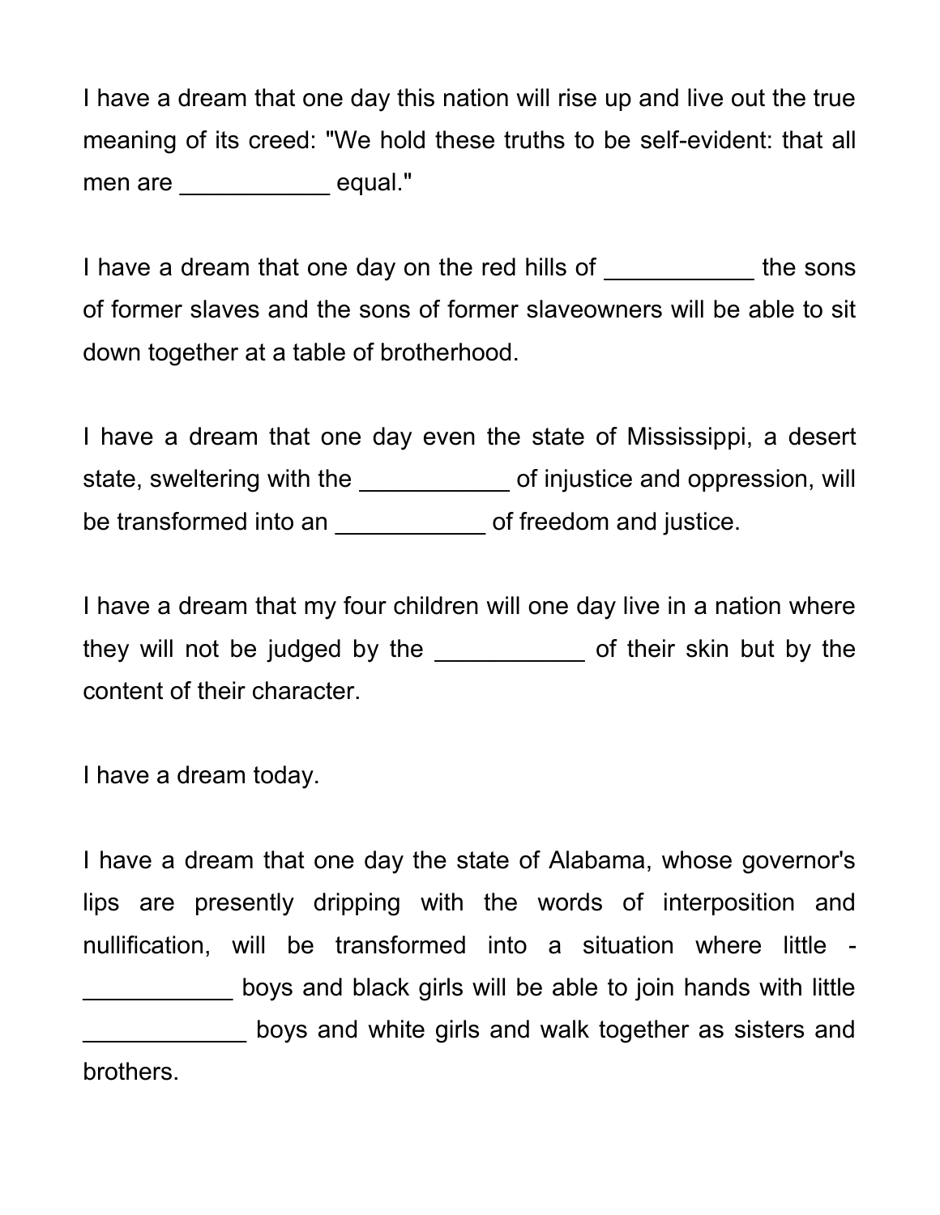I have a dream that one day this nation will rise up and live out the true meaning of its creed: "We hold these truths to be self-evident: that all men are ___________ equal."

I have a dream that one day on the red hills of ___________ the sons of former slaves and the sons of former slaveowners will be able to sit down together at a table of brotherhood.

I have a dream that one day even the state of Mississippi, a desert state, sweltering with the ___________ of injustice and oppression, will be transformed into an ___________ of freedom and justice.

I have a dream that my four children will one day live in a nation where they will not be judged by the ___________ of their skin but by the content of their character.

I have a dream today.

I have a dream that one day the state of Alabama, whose governor's lips are presently dripping with the words of interposition and nullification, will be transformed into a situation where little - ___________ boys and black girls will be able to join hands with little ____________ boys and white girls and walk together as sisters and brothers.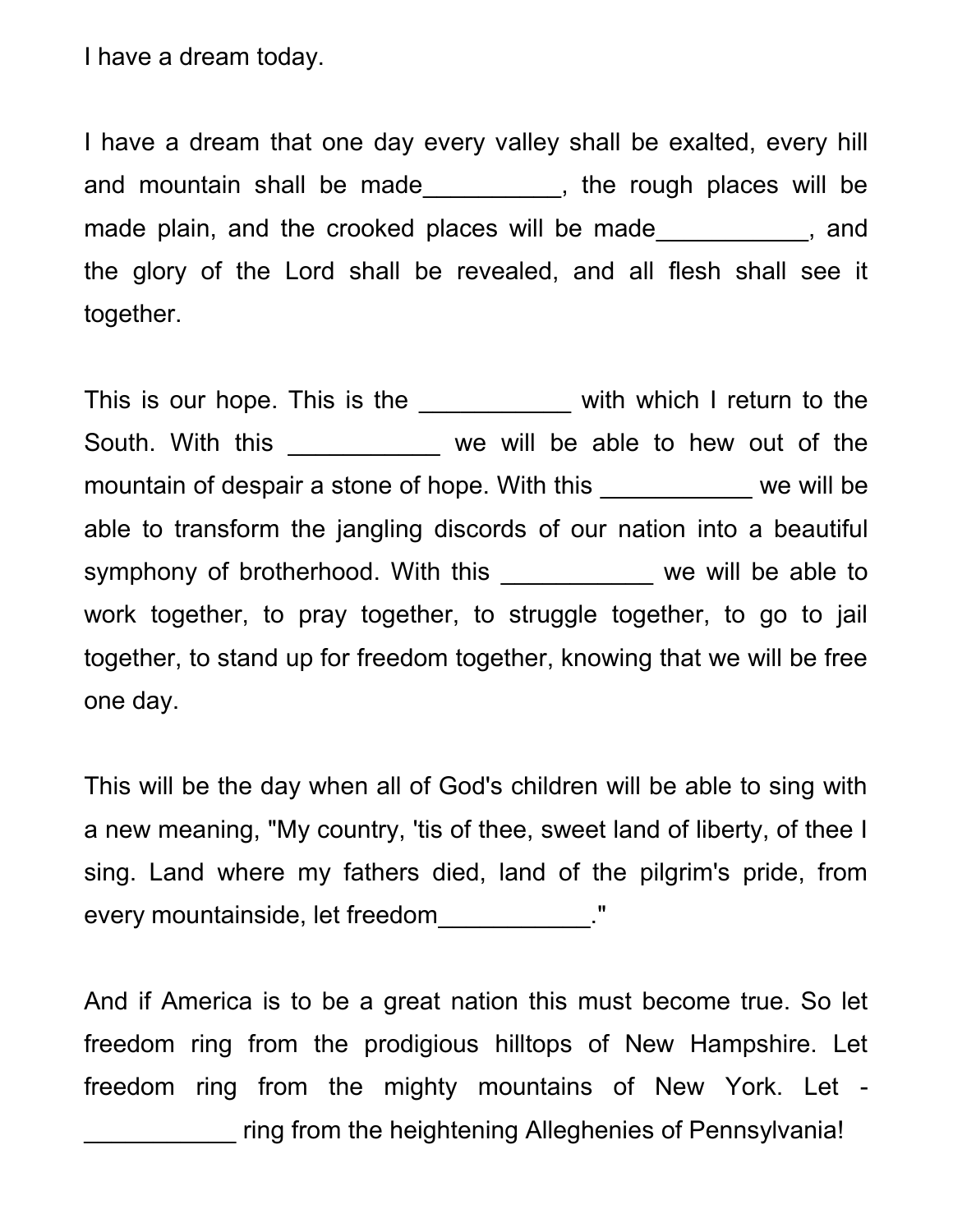I have a dream today.

I have a dream that one day every valley shall be exalted, every hill and mountain shall be made__________, the rough places will be made plain, and the crooked places will be made___________, and the glory of the Lord shall be revealed, and all flesh shall see it together.

This is our hope. This is the ___________ with which I return to the South. With this ___________ we will be able to hew out of the mountain of despair a stone of hope. With this ___________ we will be able to transform the jangling discords of our nation into a beautiful symphony of brotherhood. With this ___________ we will be able to work together, to pray together, to struggle together, to go to jail together, to stand up for freedom together, knowing that we will be free one day.

This will be the day when all of God's children will be able to sing with a new meaning, "My country, 'tis of thee, sweet land of liberty, of thee I sing. Land where my fathers died, land of the pilgrim's pride, from every mountainside, let freedom___________."

And if America is to be a great nation this must become true. So let freedom ring from the prodigious hilltops of New Hampshire. Let freedom ring from the mighty mountains of New York. Let - ___________ ring from the heightening Alleghenies of Pennsylvania!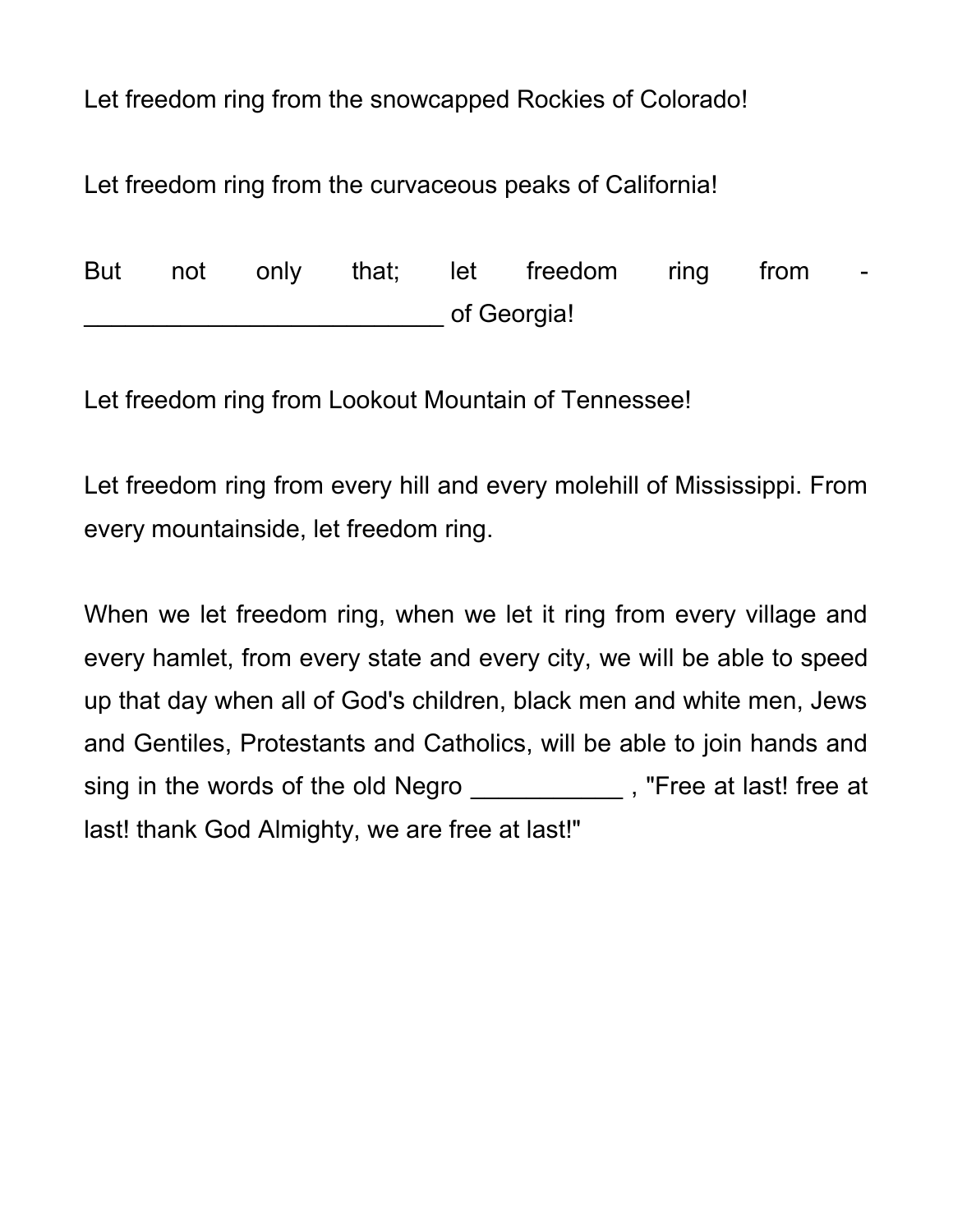Let freedom ring from the snowcapped Rockies of Colorado!

Let freedom ring from the curvaceous peaks of California!

But not only that; let freedom ring from -__________________________ of Georgia!

Let freedom ring from Lookout Mountain of Tennessee!

Let freedom ring from every hill and every molehill of Mississippi. From every mountainside, let freedom ring.

When we let freedom ring, when we let it ring from every village and every hamlet, from every state and every city, we will be able to speed up that day when all of God's children, black men and white men, Jews and Gentiles, Protestants and Catholics, will be able to join hands and sing in the words of the old Negro ___________ , "Free at last! free at last! thank God Almighty, we are free at last!"